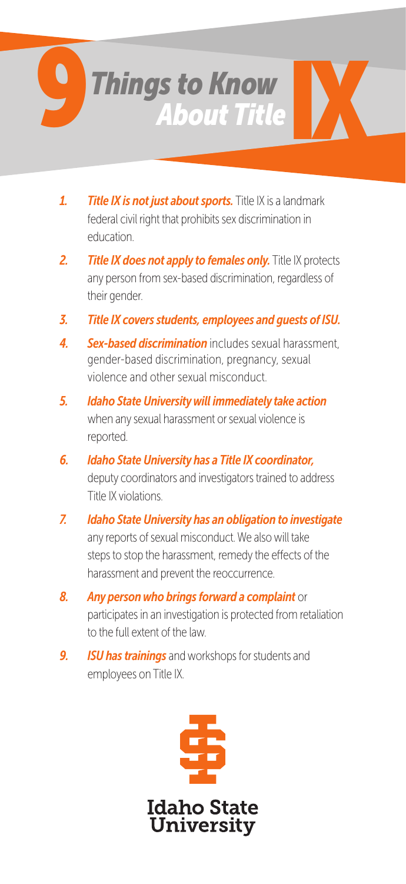# 9 Things to Know About Title IX

1. ***Title IX is not just about sports.*** Title IX is a landmark federal civil right that prohibits sex discrimination in education.
2. ***Title IX does not apply to females only.*** Title IX protects any person from sex-based discrimination, regardless of their gender.
3. ***Title IX covers students, employees and guests of ISU.***
4. ***Sex-based discrimination*** includes sexual harassment, gender-based discrimination, pregnancy, sexual violence and other sexual misconduct.
5. ***Idaho State University will immediately take action*** when any sexual harassment or sexual violence is reported.
6. ***Idaho State University has a Title IX coordinator,*** deputy coordinators and investigators trained to address Title IX violations.
7. ***Idaho State University has an obligation to investigate*** any reports of sexual misconduct. We also will take steps to stop the harassment, remedy the effects of the harassment and prevent the reoccurrence.
8. ***Any person who brings forward a complaint*** or participates in an investigation is protected from retaliation to the full extent of the law.
9. ***ISU has trainings*** and workshops for students and employees on Title IX.

Idaho State University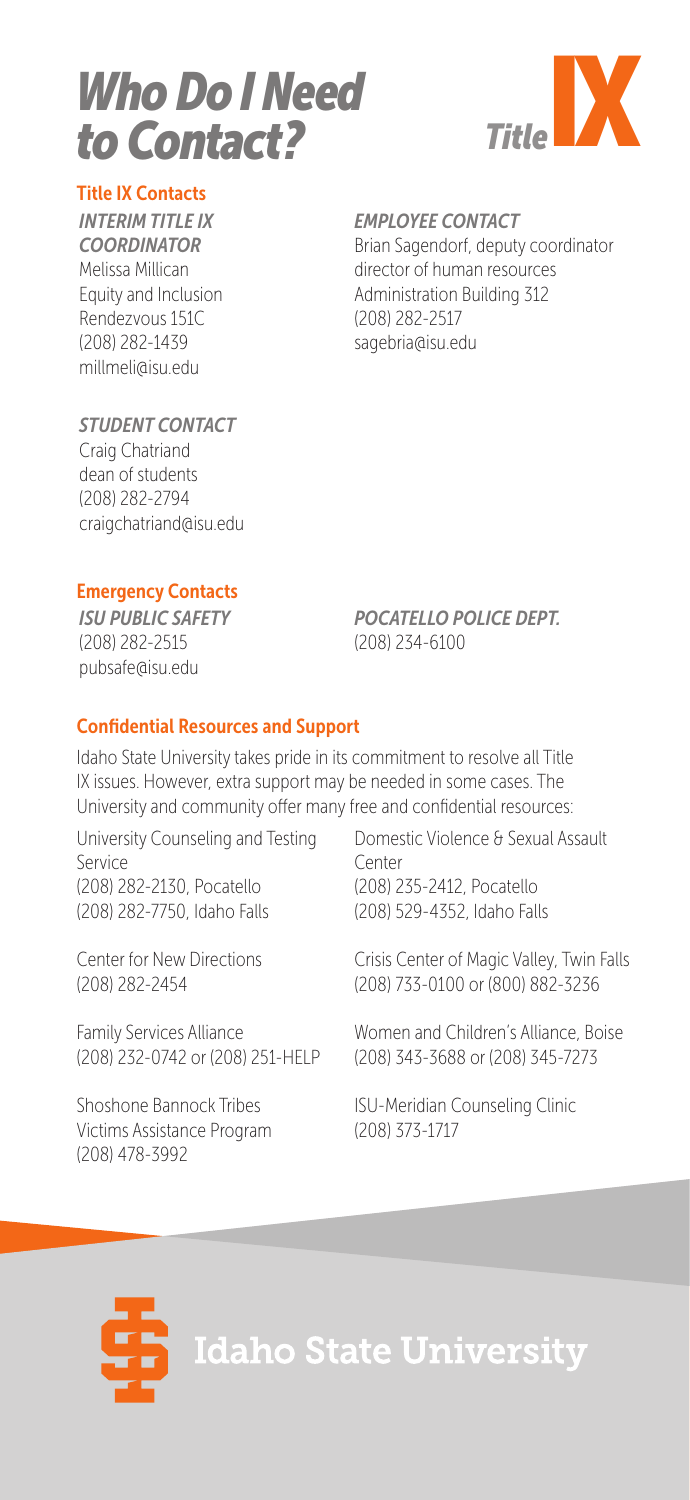# *Who Do I Need to Contact?*

Title IX

## Title IX Contacts

***INTERIM TITLE IX COORDINATOR***
Melissa Millican
Equity and Inclusion
Rendezvous 151C
(208) 282-1439
millmeli@isu.edu

***EMPLOYEE CONTACT***
Brian Sagendorf, deputy coordinator
director of human resources
Administration Building 312
(208) 282-2517
sagebria@isu.edu

***STUDENT CONTACT***
Craig Chatriand
dean of students
(208) 282-2794
craigchatriand@isu.edu

## Emergency Contacts

***ISU PUBLIC SAFETY***
(208) 282-2515
pubsafe@isu.edu

***POCATELLO POLICE DEPT.***
(208) 234-6100

## Confidential Resources and Support

Idaho State University takes pride in its commitment to resolve all Title IX issues. However, extra support may be needed in some cases. The University and community offer many free and confidential resources:

University Counseling and Testing Service
(208) 282-2130, Pocatello
(208) 282-7750, Idaho Falls

Center for New Directions
(208) 282-2454

Family Services Alliance
(208) 232-0742 or (208) 251-HELP

Shoshone Bannock Tribes Victims Assistance Program
(208) 478-3992

Domestic Violence & Sexual Assault Center
(208) 235-2412, Pocatello
(208) 529-4352, Idaho Falls

Crisis Center of Magic Valley, Twin Falls
(208) 733-0100 or (800) 882-3236

Women and Children's Alliance, Boise
(208) 343-3688 or (208) 345-7273

ISU-Meridian Counseling Clinic
(208) 373-1717

Idaho State University